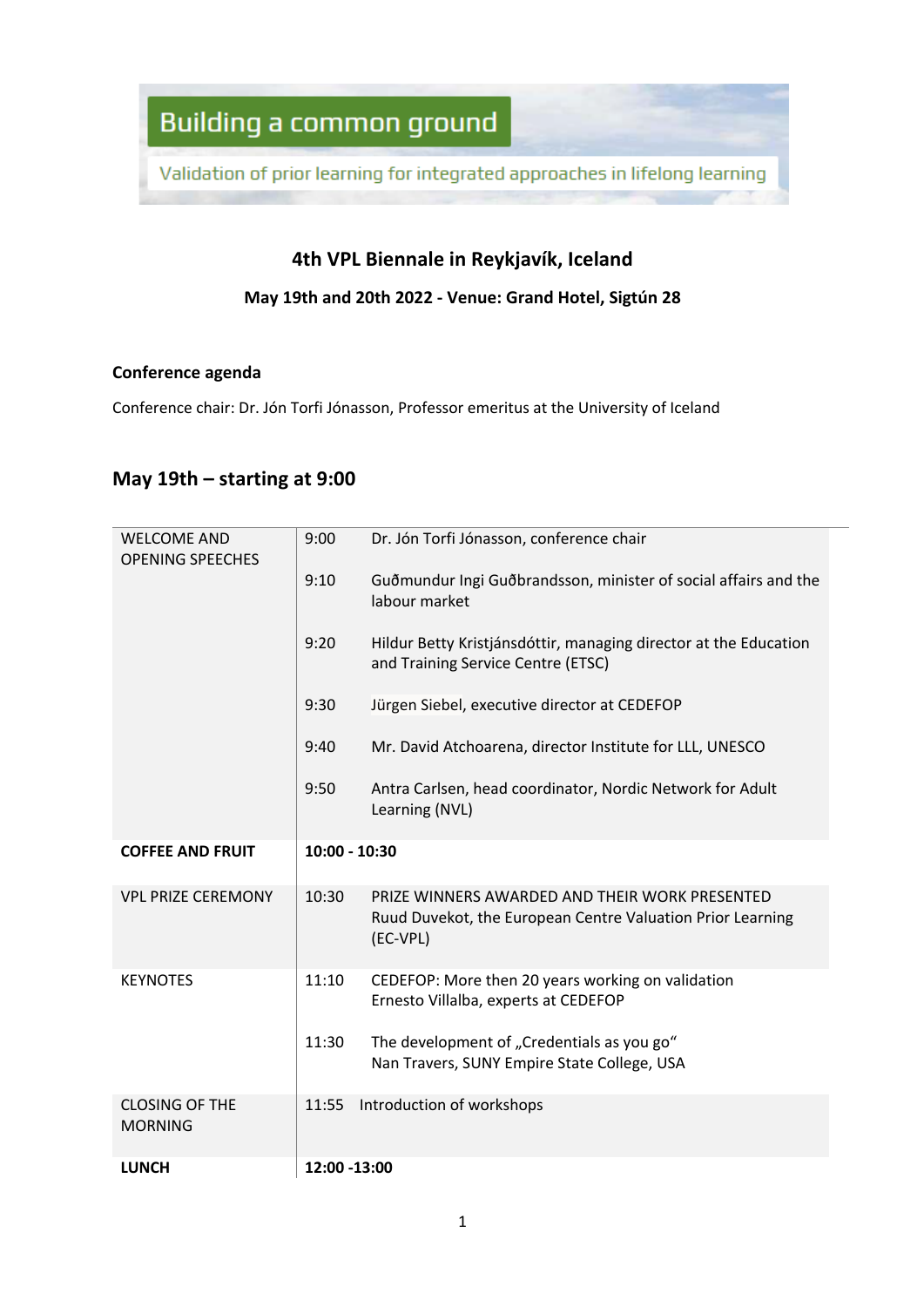Building a common ground

Validation of prior learning for integrated approaches in lifelong learning

## 4th VPL Biennale in Reykjavík, Iceland

**May 19th and 20th 2022 - Venue: Grand Hotel, Sigtún 28**

**Conference agenda**

Conference chair: Dr. Jón Torfi Jónasson, Professor emeritus at the University of Iceland

## May 19th – starting at 9:00

| | | |
|---|---|---|
| WELCOME AND OPENING SPEECHES | 9:00 | Dr. Jón Torfi Jónasson, conference chair |
| | 9:10 | Guðmundur Ingi Guðbrandsson, minister of social affairs and the labour market |
| | 9:20 | Hildur Betty Kristjánsdóttir, managing director at the Education and Training Service Centre (ETSC) |
| | 9:30 | Jürgen Siebel, executive director at CEDEFOP |
| | 9:40 | Mr. David Atchoarena, director Institute for LLL, UNESCO |
| | 9:50 | Antra Carlsen, head coordinator, Nordic Network for Adult Learning (NVL) |
| **COFFEE AND FRUIT** | **10:00 - 10:30** | |
| VPL PRIZE CEREMONY | 10:30 | PRIZE WINNERS AWARDED AND THEIR WORK PRESENTED<br>Ruud Duvekot, the European Centre Valuation Prior Learning (EC-VPL) |
| KEYNOTES | 11:10 | CEDEFOP: More then 20 years working on validation<br>Ernesto Villalba, experts at CEDEFOP |
| | 11:30 | The development of „Credentials as you go“<br>Nan Travers, SUNY Empire State College, USA |
| CLOSING OF THE MORNING | 11:55 | Introduction of workshops |
| **LUNCH** | **12:00 -13:00** | |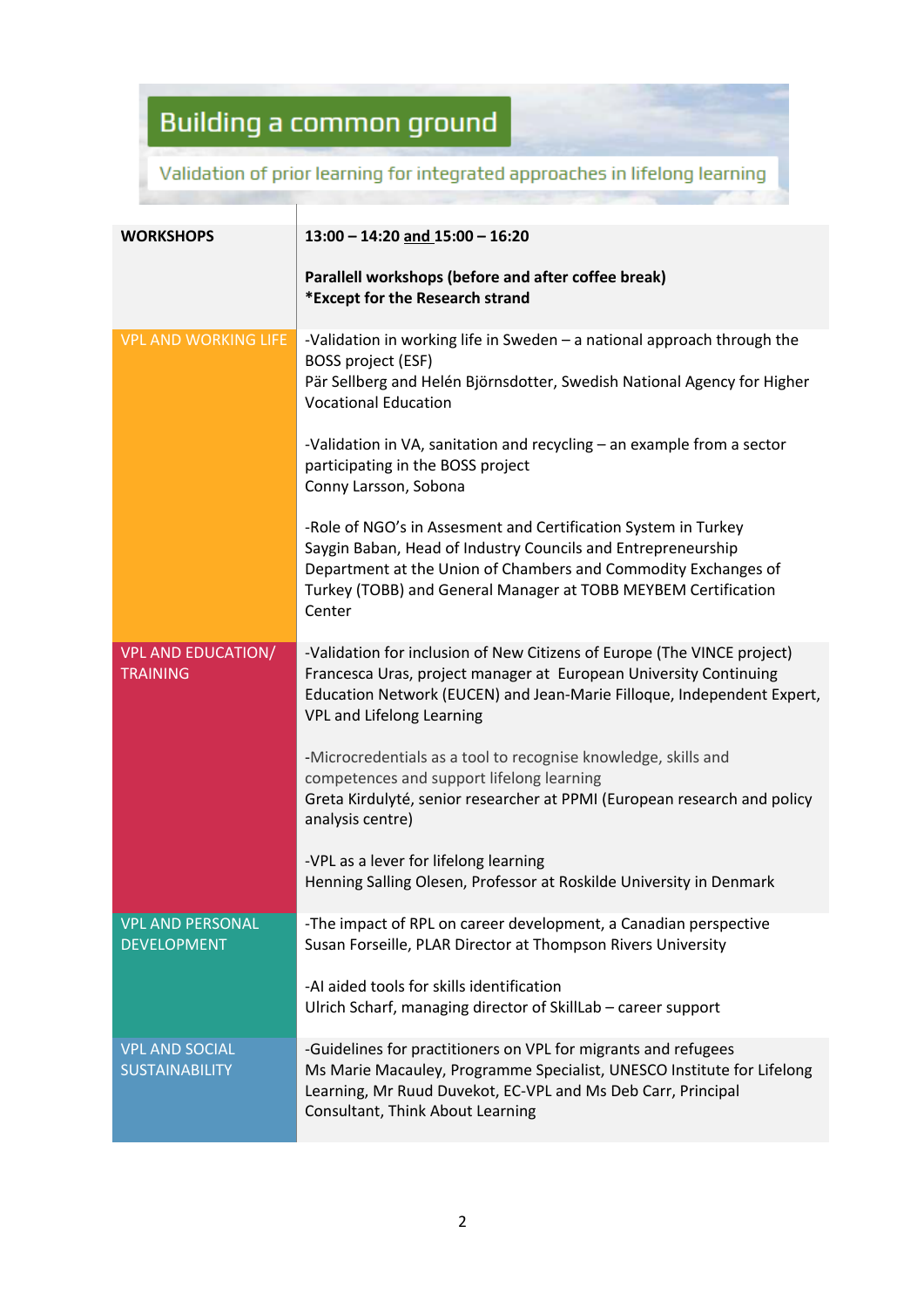# Building a common ground

## Validation of prior learning for integrated approaches in lifelong learning

| **WORKSHOPS** | **13:00 – 14:20 and 15:00 – 16:20**<br><br>**Parallell workshops (before and after coffee break)**<br>**\*Except for the Research strand** |
|---|---|
| VPL AND WORKING LIFE | -Validation in working life in Sweden – a national approach through the BOSS project (ESF)<br>Pär Sellberg and Helén Björnsdotter, Swedish National Agency for Higher Vocational Education<br><br>-Validation in VA, sanitation and recycling – an example from a sector participating in the BOSS project<br>Conny Larsson, Sobona<br><br>-Role of NGO's in Assesment and Certification System in Turkey<br>Saygin Baban, Head of Industry Councils and Entrepreneurship Department at the Union of Chambers and Commodity Exchanges of Turkey (TOBB) and General Manager at TOBB MEYBEM Certification Center |
| VPL AND EDUCATION/ TRAINING | -Validation for inclusion of New Citizens of Europe (The VINCE project)<br>Francesca Uras, project manager at European University Continuing Education Network (EUCEN) and Jean-Marie Filloque, Independent Expert, VPL and Lifelong Learning<br><br>-Microcredentials as a tool to recognise knowledge, skills and competences and support lifelong learning<br>Greta Kirdulyté, senior researcher at PPMI (European research and policy analysis centre)<br><br>-VPL as a lever for lifelong learning<br>Henning Salling Olesen, Professor at Roskilde University in Denmark |
| VPL AND PERSONAL DEVELOPMENT | -The impact of RPL on career development, a Canadian perspective<br>Susan Forseille, PLAR Director at Thompson Rivers University<br><br>-AI aided tools for skills identification<br>Ulrich Scharf, managing director of SkillLab – career support |
| VPL AND SOCIAL SUSTAINABILITY | -Guidelines for practitioners on VPL for migrants and refugees<br>Ms Marie Macauley, Programme Specialist, UNESCO Institute for Lifelong Learning, Mr Ruud Duvekot, EC-VPL and Ms Deb Carr, Principal Consultant, Think About Learning |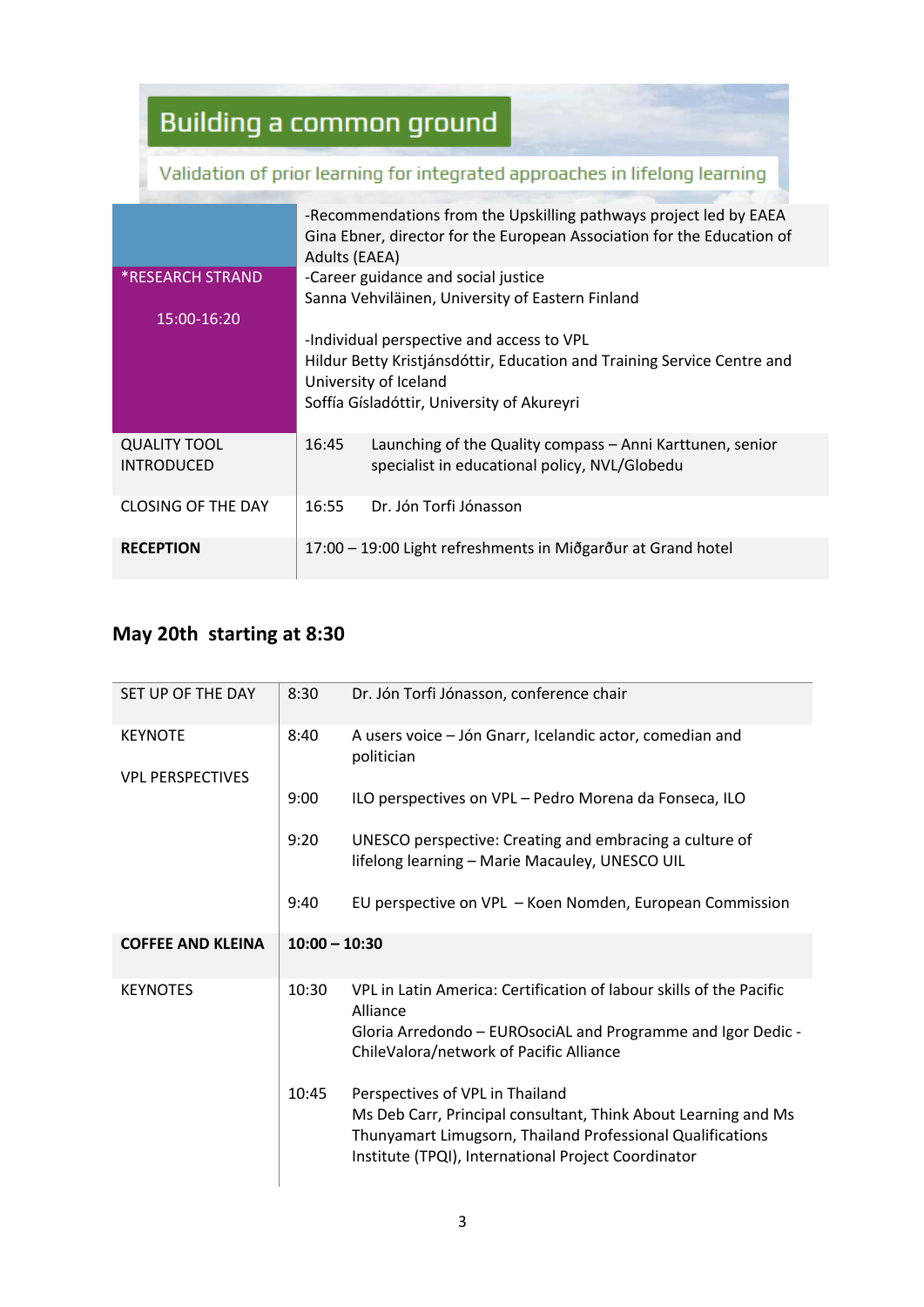# Building a common ground

Validation of prior learning for integrated approaches in lifelong learning

| | |
|---|---|
| | -Recommendations from the Upskilling pathways project led by EAEA<br>Gina Ebner, director for the European Association for the Education of Adults (EAEA) |
| *RESEARCH STRAND<br><br>15:00-16:20 | -Career guidance and social justice<br>Sanna Vehviläinen, University of Eastern Finland<br><br>-Individual perspective and access to VPL<br>Hildur Betty Kristjánsdóttir, Education and Training Service Centre and University of Iceland<br>Soffía Gísladóttir, University of Akureyri |
| QUALITY TOOL INTRODUCED | 16:45 Launching of the Quality compass – Anni Karttunen, senior specialist in educational policy, NVL/Globedu |
| CLOSING OF THE DAY | 16:55 Dr. Jón Torfi Jónasson |
| **RECEPTION** | 17:00 – 19:00 Light refreshments in Miðgarður at Grand hotel |

## May 20th starting at 8:30

| | | |
|---|---|---|
| SET UP OF THE DAY | 8:30 | Dr. Jón Torfi Jónasson, conference chair |
| KEYNOTE | 8:40 | A users voice – Jón Gnarr, Icelandic actor, comedian and politician |
| VPL PERSPECTIVES | 9:00 | ILO perspectives on VPL – Pedro Morena da Fonseca, ILO |
| | 9:20 | UNESCO perspective: Creating and embracing a culture of lifelong learning – Marie Macauley, UNESCO UIL |
| | 9:40 | EU perspective on VPL – Koen Nomden, European Commission |
| **COFFEE AND KLEINA** | **10:00 – 10:30** | |
| KEYNOTES | 10:30 | VPL in Latin America: Certification of labour skills of the Pacific Alliance<br>Gloria Arredondo – EUROsociAL and Programme and Igor Dedic - ChileValora/network of Pacific Alliance |
| | 10:45 | Perspectives of VPL in Thailand<br>Ms Deb Carr, Principal consultant, Think About Learning and Ms Thunyamart Limugsorn, Thailand Professional Qualifications Institute (TPQI), International Project Coordinator |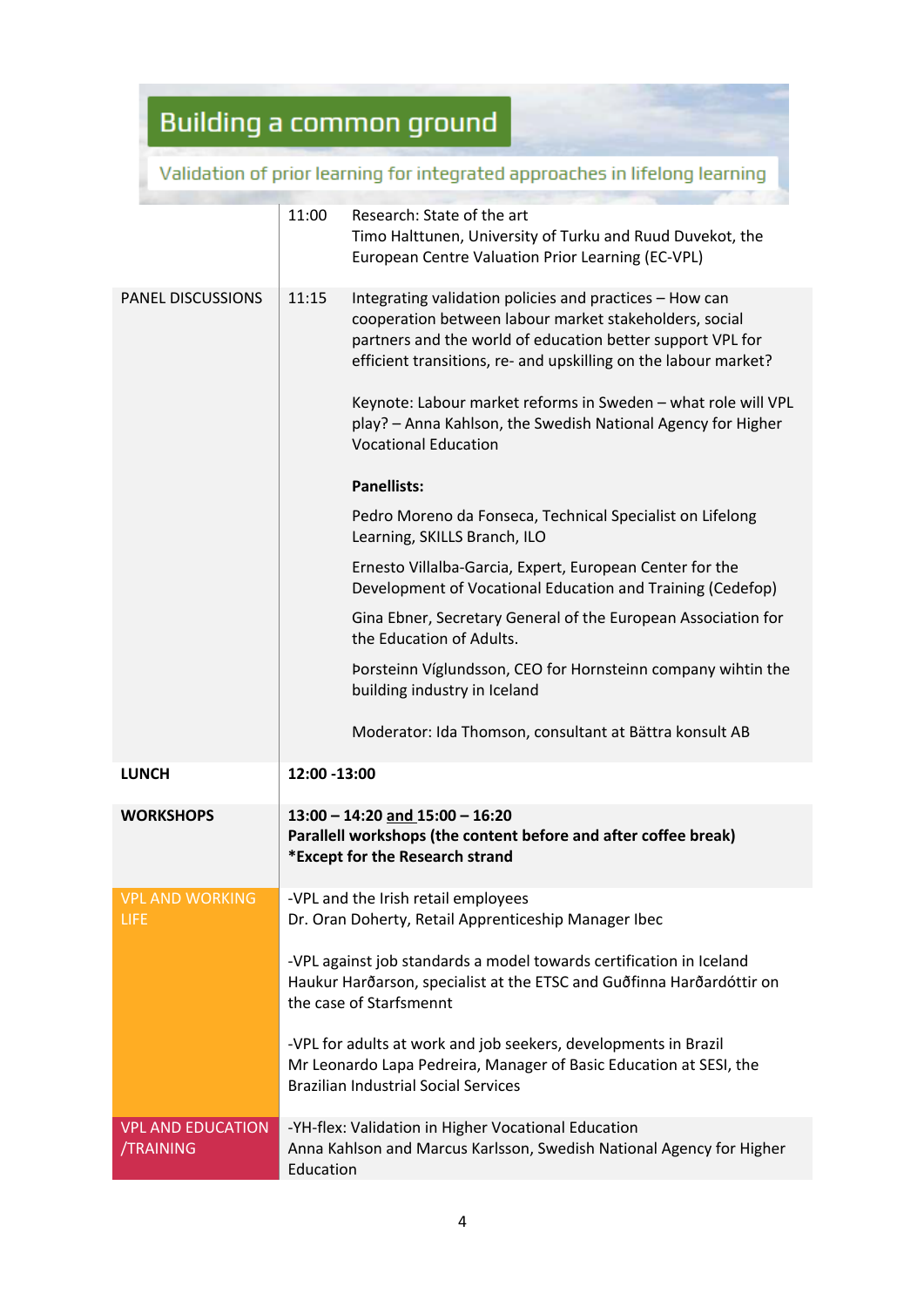# Building a common ground

Validation of prior learning for integrated approaches in lifelong learning

| | | |
|---|---|---|
| | 11:00 | Research: State of the art<br>Timo Halttunen, University of Turku and Ruud Duvekot, the European Centre Valuation Prior Learning (EC-VPL) |
| PANEL DISCUSSIONS | 11:15 | Integrating validation policies and practices – How can cooperation between labour market stakeholders, social partners and the world of education better support VPL for efficient transitions, re- and upskilling on the labour market?<br><br>Keynote: Labour market reforms in Sweden – what role will VPL play? – Anna Kahlson, the Swedish National Agency for Higher Vocational Education<br><br>**Panellists:**<br><br>Pedro Moreno da Fonseca, Technical Specialist on Lifelong Learning, SKILLS Branch, ILO<br><br>Ernesto Villalba-Garcia, Expert, European Center for the Development of Vocational Education and Training (Cedefop)<br><br>Gina Ebner, Secretary General of the European Association for the Education of Adults.<br><br>Þorsteinn Víglundsson, CEO for Hornsteinn company wihtin the building industry in Iceland<br><br>Moderator: Ida Thomson, consultant at Bättra konsult AB |
| **LUNCH** | **12:00 -13:00** | |
| **WORKSHOPS** | **13:00 – 14:20 <u>and</u> 15:00 – 16:20**<br>**Parallell workshops (the content before and after coffee break)**<br>**\*Except for the Research strand** | |
| VPL AND WORKING LIFE | -VPL and the Irish retail employees<br>Dr. Oran Doherty, Retail Apprenticeship Manager Ibec<br><br>-VPL against job standards a model towards certification in Iceland<br>Haukur Harðarson, specialist at the ETSC and Guðfinna Harðardóttir on the case of Starfsmennt<br><br>-VPL for adults at work and job seekers, developments in Brazil<br>Mr Leonardo Lapa Pedreira, Manager of Basic Education at SESI, the Brazilian Industrial Social Services | |
| VPL AND EDUCATION /TRAINING | -YH-flex: Validation in Higher Vocational Education<br>Anna Kahlson and Marcus Karlsson, Swedish National Agency for Higher Education | |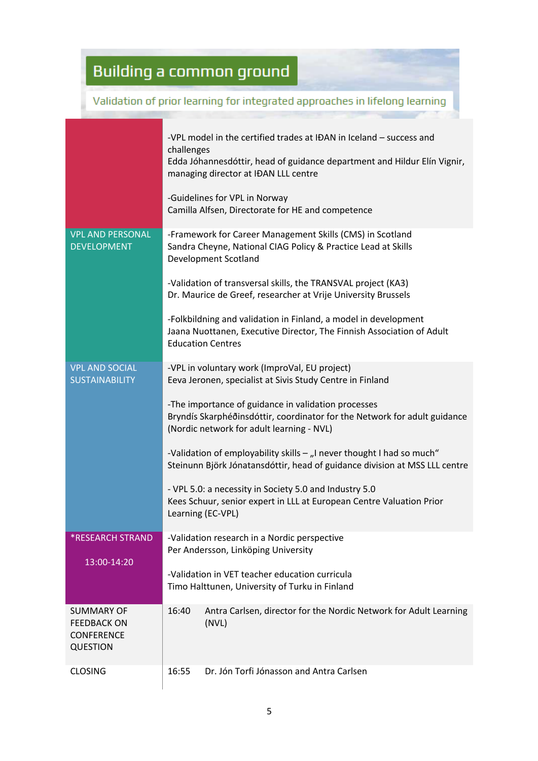# Building a common ground

Validation of prior learning for integrated approaches in lifelong learning

| | | |
|---|---|---|
| | -VPL model in the certified trades at IÐAN in Iceland – success and challenges<br>Edda Jóhannesdóttir, head of guidance department and Hildur Elín Vignir, managing director at IÐAN LLL centre<br><br>-Guidelines for VPL in Norway<br>Camilla Alfsen, Directorate for HE and competence | |
| VPL AND PERSONAL DEVELOPMENT | -Framework for Career Management Skills (CMS) in Scotland<br>Sandra Cheyne, National CIAG Policy & Practice Lead at Skills Development Scotland<br><br>-Validation of transversal skills, the TRANSVAL project (KA3)<br>Dr. Maurice de Greef, researcher at Vrije University Brussels<br><br>-Folkbildning and validation in Finland, a model in development<br>Jaana Nuottanen, Executive Director, The Finnish Association of Adult Education Centres | |
| VPL AND SOCIAL SUSTAINABILITY | -VPL in voluntary work (ImproVal, EU project)<br>Eeva Jeronen, specialist at Sivis Study Centre in Finland<br><br>-The importance of guidance in validation processes<br>Bryndís Skarphéðinsdóttir, coordinator for the Network for adult guidance (Nordic network for adult learning - NVL)<br><br>-Validation of employability skills – „I never thought I had so much"<br>Steinunn Björk Jónatansdóttir, head of guidance division at MSS LLL centre<br><br>- VPL 5.0: a necessity in Society 5.0 and Industry 5.0<br>Kees Schuur, senior expert in LLL at European Centre Valuation Prior Learning (EC-VPL) | |
| *RESEARCH STRAND<br>13:00-14:20 | -Validation research in a Nordic perspective<br>Per Andersson, Linköping University<br><br>-Validation in VET teacher education curricula<br>Timo Halttunen, University of Turku in Finland | |
| SUMMARY OF FEEDBACK ON CONFERENCE QUESTION | 16:40 | Antra Carlsen, director for the Nordic Network for Adult Learning (NVL) |
| CLOSING | 16:55 | Dr. Jón Torfi Jónasson and Antra Carlsen |